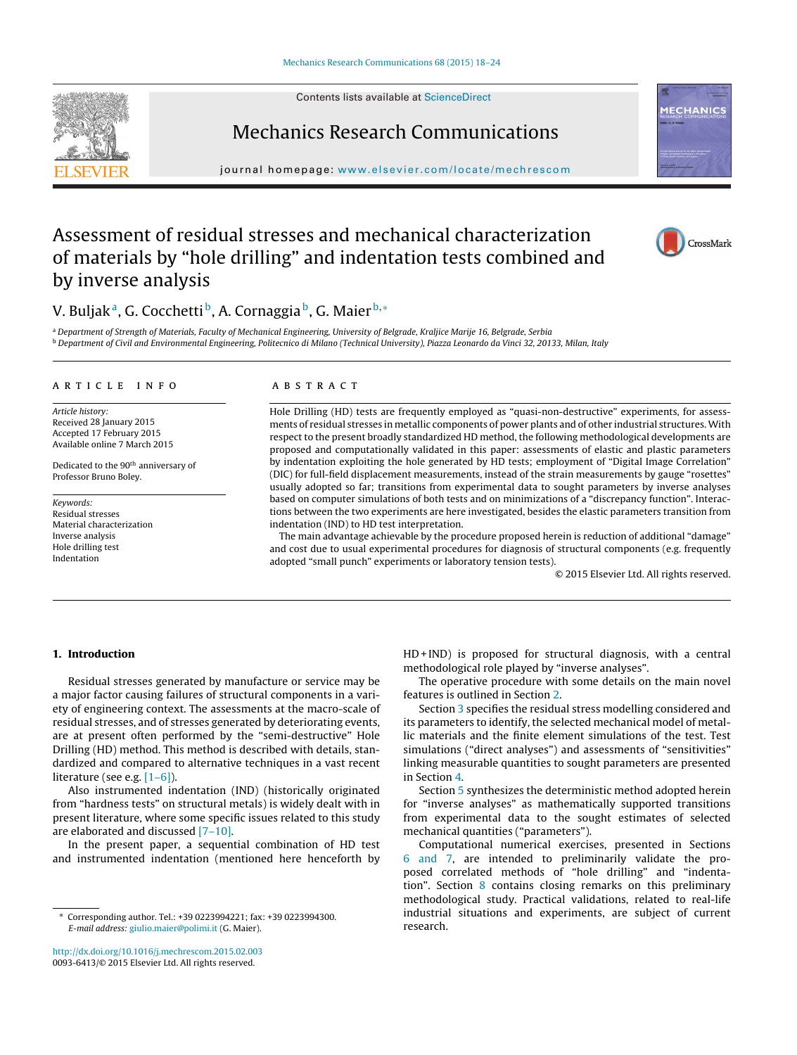# Assessment of residual stresses and mechanical characterization of materials by "hole drilling" and indentation tests combined and by inverse analysis

V. Buljak [a], G. Cocchetti [b], A. Cornaggia [b], G. Maier [b,*]

[a] Department of Strength of Materials, Faculty of Mechanical Engineering, University of Belgrade, Kraljice Marije 16, Belgrade, Serbia
[b] Department of Civil and Environmental Engineering, Politecnico di Milano (Technical University), Piazza Leonardo da Vinci 32, 20133, Milan, Italy

## ARTICLE INFO

*Article history:*
Received 28 January 2015
Accepted 17 February 2015
Available online 7 March 2015

Dedicated to the 90th anniversary of Professor Bruno Boley.

*Keywords:*
Residual stresses
Material characterization
Inverse analysis
Hole drilling test
Indentation

## ABSTRACT

Hole Drilling (HD) tests are frequently employed as "quasi-non-destructive" experiments, for assessments of residual stresses in metallic components of power plants and of other industrial structures. With respect to the present broadly standardized HD method, the following methodological developments are proposed and computationally validated in this paper: assessments of elastic and plastic parameters by indentation exploiting the hole generated by HD tests; employment of "Digital Image Correlation" (DIC) for full-field displacement measurements, instead of the strain measurements by gauge "rosettes" usually adopted so far; transitions from experimental data to sought parameters by inverse analyses based on computer simulations of both tests and on minimizations of a "discrepancy function". Interactions between the two experiments are here investigated, besides the elastic parameters transition from indentation (IND) to HD test interpretation.

The main advantage achievable by the procedure proposed herein is reduction of additional "damage" and cost due to usual experimental procedures for diagnosis of structural components (e.g. frequently adopted "small punch" experiments or laboratory tension tests).

© 2015 Elsevier Ltd. All rights reserved.

## 1. Introduction

Residual stresses generated by manufacture or service may be a major factor causing failures of structural components in a variety of engineering context. The assessments at the macro-scale of residual stresses, and of stresses generated by deteriorating events, are at present often performed by the "semi-destructive" Hole Drilling (HD) method. This method is described with details, standardized and compared to alternative techniques in a vast recent literature (see e.g. [1–6]).

Also instrumented indentation (IND) (historically originated from "hardness tests" on structural metals) is widely dealt with in present literature, where some specific issues related to this study are elaborated and discussed [7–10].

In the present paper, a sequential combination of HD test and instrumented indentation (mentioned here henceforth by HD + IND) is proposed for structural diagnosis, with a central methodological role played by "inverse analyses".

The operative procedure with some details on the main novel features is outlined in Section 2.

Section 3 specifies the residual stress modelling considered and its parameters to identify, the selected mechanical model of metallic materials and the finite element simulations of the test. Test simulations ("direct analyses") and assessments of "sensitivities" linking measurable quantities to sought parameters are presented in Section 4.

Section 5 synthesizes the deterministic method adopted herein for "inverse analyses" as mathematically supported transitions from experimental data to the sought estimates of selected mechanical quantities ("parameters").

Computational numerical exercises, presented in Sections 6 and 7, are intended to preliminarily validate the proposed correlated methods of "hole drilling" and "indentation". Section 8 contains closing remarks on this preliminary methodological study. Practical validations, related to real-life industrial situations and experiments, are subject of current research.

---

\* Corresponding author. Tel.: +39 0223994221; fax: +39 0223994300.
*E-mail address:* giulio.maier@polimi.it (G. Maier).

http://dx.doi.org/10.1016/j.mechrescom.2015.02.003
0093-6413/© 2015 Elsevier Ltd. All rights reserved.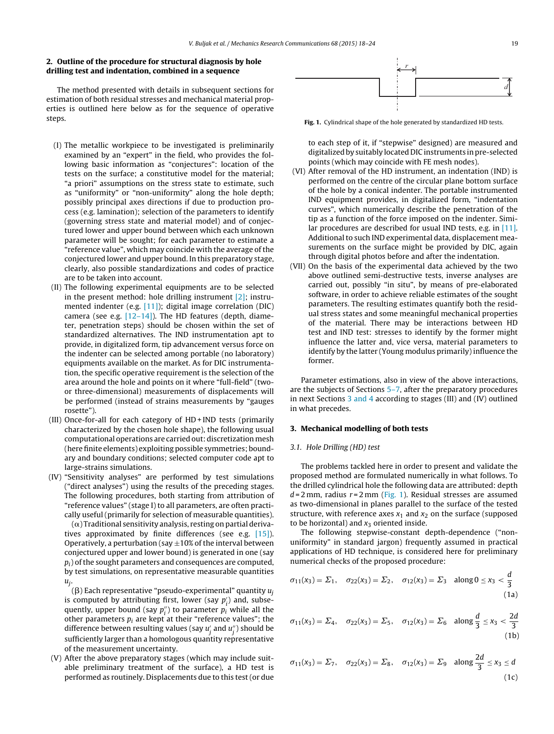## 2. Outline of the procedure for structural diagnosis by hole drilling test and indentation, combined in a sequence

The method presented with details in subsequent sections for estimation of both residual stresses and mechanical material properties is outlined here below as for the sequence of operative steps.

(I) The metallic workpiece to be investigated is preliminarily examined by an "expert" in the field, who provides the following basic information as "conjectures": location of the tests on the surface; a constitutive model for the material; "a priori" assumptions on the stress state to estimate, such as "uniformity" or "non-uniformity" along the hole depth; possibly principal axes directions if due to production process (e.g. lamination); selection of the parameters to identify (governing stress state and material model) and of conjectured lower and upper bound between which each unknown parameter will be sought; for each parameter to estimate a "reference value", which may coincide with the average of the conjectured lower and upper bound. In this preparatory stage, clearly, also possible standardizations and codes of practice are to be taken into account.

(II) The following experimental equipments are to be selected in the present method: hole drilling instrument [2]; instrumented indenter (e.g. [11]); digital image correlation (DIC) camera (see e.g. [12–14]). The HD features (depth, diameter, penetration steps) should be chosen within the set of standardized alternatives. The IND instrumentation apt to provide, in digitalized form, tip advancement versus force on the indenter can be selected among portable (no laboratory) equipments available on the market. As for DIC instrumentation, the specific operative requirement is the selection of the area around the hole and points on it where "full-field" (two- or three-dimensional) measurements of displacements will be performed (instead of strains measurements by "gauges rosette").

(III) Once-for-all for each category of HD + IND tests (primarily characterized by the chosen hole shape), the following usual computational operations are carried out: discretization mesh (here finite elements) exploiting possible symmetries; boundary and boundary conditions; selected computer code apt to large-strains simulations.

(IV) "Sensitivity analyses" are performed by test simulations ("direct analyses") using the results of the preceding stages. The following procedures, both starting from attribution of "reference values" (stage I) to all parameters, are often practically useful (primarily for selection of measurable quantities).

(α) Traditional sensitivity analysis, resting on partial derivatives approximated by finite differences (see e.g. [15]). Operatively, a perturbation (say ±10% of the interval between conjectured upper and lower bound) is generated in one (say $p_i$) of the sought parameters and consequences are computed, by test simulations, on representative measurable quantities $u_j$.

(β) Each representative "pseudo-experimental" quantity $u_j$ is computed by attributing first, lower (say $p_i'$) and, subsequently, upper bound (say $p_i''$) to parameter $p_i$ while all the other parameters $p_i$ are kept at their "reference values"; the difference between resulting values (say $u_j'$ and $u_j''$) should be sufficiently larger than a homologous quantity representative of the measurement uncertainty.

(V) After the above preparatory stages (which may include suitable preliminary treatment of the surface), a HD test is performed as routinely. Displacements due to this test (or due to each step of it, if "stepwise" designed) are measured and digitalized by suitably located DIC instruments in pre-selected points (which may coincide with FE mesh nodes).

(VI) After removal of the HD instrument, an indentation (IND) is performed on the centre of the circular plane bottom surface of the hole by a conical indenter. The portable instrumented IND equipment provides, in digitalized form, "indentation curves", which numerically describe the penetration of the tip as a function of the force imposed on the indenter. Similar procedures are described for usual IND tests, e.g. in [11]. Additional to such IND experimental data, displacement measurements on the surface might be provided by DIC, again through digital photos before and after the indentation.

(VII) On the basis of the experimental data achieved by the two above outlined semi-destructive tests, inverse analyses are carried out, possibly "in situ", by means of pre-elaborated software, in order to achieve reliable estimates of the sought parameters. The resulting estimates quantify both the residual stress states and some meaningful mechanical properties of the material. There may be interactions between HD test and IND test: stresses to identify by the former might influence the latter and, vice versa, material parameters to identify by the latter (Young modulus primarily) influence the former.

Parameter estimations, also in view of the above interactions, are the subjects of Sections 5–7, after the preparatory procedures in next Sections 3 and 4 according to stages (III) and (IV) outlined in what precedes.

Fig. 1. Cylindrical shape of the hole generated by standardized HD tests.

## 3. Mechanical modelling of both tests

### 3.1. Hole Drilling (HD) test

The problems tackled here in order to present and validate the proposed method are formulated numerically in what follows. To the drilled cylindrical hole the following data are attributed: depth $d = 2$ mm, radius $r = 2$ mm (Fig. 1). Residual stresses are assumed as two-dimensional in planes parallel to the surface of the tested structure, with reference axes $x_1$ and $x_2$ on the surface (supposed to be horizontal) and $x_3$ oriented inside.

The following stepwise-constant depth-dependence ("non-uniformity" in standard jargon) frequently assumed in practical applications of HD technique, is considered here for preliminary numerical checks of the proposed procedure:

$$\sigma_{11}(x_3) = \Sigma_1, \quad \sigma_{22}(x_3) = \Sigma_2, \quad \sigma_{12}(x_3) = \Sigma_3 \quad \text{along } 0 \le x_3 < \frac{d}{3} \tag{1a}$$

$$\sigma_{11}(x_3) = \Sigma_4, \quad \sigma_{22}(x_3) = \Sigma_5, \quad \sigma_{12}(x_3) = \Sigma_6 \quad \text{along } \frac{d}{3} \le x_3 < \frac{2d}{3} \tag{1b}$$

$$\sigma_{11}(x_3) = \Sigma_7, \quad \sigma_{22}(x_3) = \Sigma_8, \quad \sigma_{12}(x_3) = \Sigma_9 \quad \text{along } \frac{2d}{3} \le x_3 \le d \tag{1c}$$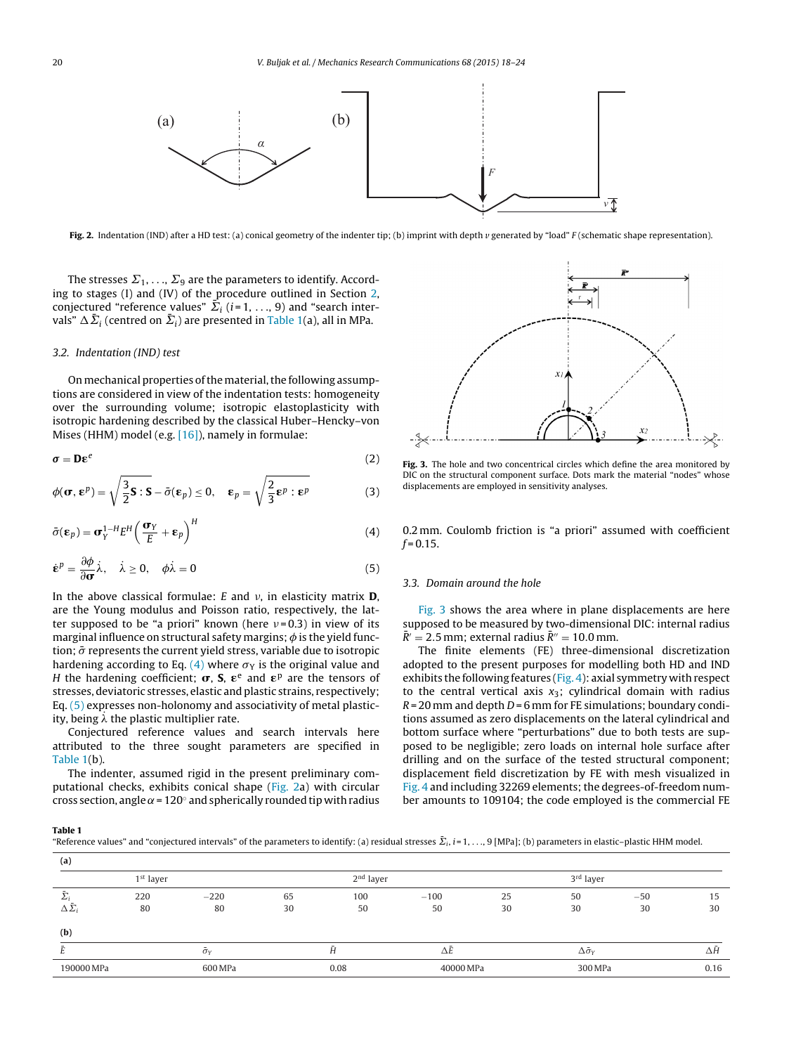**Fig. 2.** Indentation (IND) after a HD test: (a) conical geometry of the indenter tip; (b) imprint with depth $v$ generated by "load" $F$ (schematic shape representation).

The stresses $\Sigma_1, \ldots, \Sigma_9$ are the parameters to identify. According to stages (I) and (IV) of the procedure outlined in Section 2, conjectured "reference values" $\bar{\Sigma}_i$ ($i = 1, \ldots, 9$) and "search intervals" $\Delta\bar{\Sigma}_i$ (centred on $\bar{\Sigma}_i$) are presented in Table 1(a), all in MPa.

### 3.2. Indentation (IND) test

On mechanical properties of the material, the following assumptions are considered in view of the indentation tests: homogeneity over the surrounding volume; isotropic elastoplasticity with isotropic hardening described by the classical Huber–Hencky–von Mises (HHM) model (e.g. [16]), namely in formulae:

$$\boldsymbol{\sigma} = \mathbf{D}\boldsymbol{\varepsilon}^e \tag{2}$$

$$\phi(\boldsymbol{\sigma}, \boldsymbol{\varepsilon}^p) = \sqrt{\frac{3}{2}\mathbf{S} : \mathbf{S}} - \bar{\sigma}(\boldsymbol{\varepsilon}_p) \leq 0, \quad \boldsymbol{\varepsilon}_p = \sqrt{\frac{2}{3}\boldsymbol{\varepsilon}^p : \boldsymbol{\varepsilon}^p} \tag{3}$$

$$\bar{\sigma}(\boldsymbol{\varepsilon}_p) = \boldsymbol{\sigma}_Y^{1-H} E^H \left( \frac{\boldsymbol{\sigma}_Y}{E} + \boldsymbol{\varepsilon}_p \right)^H \tag{4}$$

$$\dot{\boldsymbol{\varepsilon}}^p = \frac{\partial \phi}{\partial \boldsymbol{\sigma}} \dot{\lambda}, \quad \dot{\lambda} \geq 0, \quad \phi\dot{\lambda} = 0 \tag{5}$$

In the above classical formulae: $E$ and $\nu$, in elasticity matrix $\mathbf{D}$, are the Young modulus and Poisson ratio, respectively, the latter supposed to be "a priori" known (here $\nu = 0.3$) in view of its marginal influence on structural safety margins; $\phi$ is the yield function; $\bar{\sigma}$ represents the current yield stress, variable due to isotropic hardening according to Eq. (4) where $\sigma_Y$ is the original value and $H$ the hardening coefficient; $\boldsymbol{\sigma}$, $\mathbf{S}$, $\boldsymbol{\varepsilon}^e$ and $\boldsymbol{\varepsilon}^p$ are the tensors of stresses, deviatoric stresses, elastic and plastic strains, respectively; Eq. (5) expresses non-holonomy and associativity of metal plasticity, being $\dot{\lambda}$ the plastic multiplier rate.

Conjectured reference values and search intervals here attributed to the three sought parameters are specified in Table 1(b).

The indenter, assumed rigid in the present preliminary computational checks, exhibits conical shape (Fig. 2a) with circular cross section, angle $\alpha = 120°$ and spherically rounded tip with radius 0.2 mm. Coulomb friction is "a priori" assumed with coefficient $f = 0.15$.

**Fig. 3.** The hole and two concentrical circles which define the area monitored by DIC on the structural component surface. Dots mark the material "nodes" whose displacements are employed in sensitivity analyses.

### 3.3. Domain around the hole

Fig. 3 shows the area where in plane displacements are here supposed to be measured by two-dimensional DIC: internal radius $\bar{R}' = 2.5$ mm; external radius $\bar{R}'' = 10.0$ mm.

The finite elements (FE) three-dimensional discretization adopted to the present purposes for modelling both HD and IND exhibits the following features (Fig. 4): axial symmetry with respect to the central vertical axis $x_3$; cylindrical domain with radius $R = 20$ mm and depth $D = 6$ mm for FE simulations; boundary conditions assumed as zero displacements on the lateral cylindrical and bottom surface where "perturbations" due to both tests are supposed to be negligible; zero loads on internal hole surface after drilling and on the surface of the tested structural component; displacement field discretization by FE with mesh visualized in Fig. 4 and including 32269 elements; the degrees-of-freedom number amounts to 109104; the code employed is the commercial FE

**Table 1**
"Reference values" and "conjectured intervals" of the parameters to identify: (a) residual stresses $\bar{\Sigma}_i$, $i = 1, \ldots, 9$ [MPa]; (b) parameters in elastic–plastic HHM model.

(a)

| | 1st layer | | | 2nd layer | | | 3rd layer | | |
|---|---|---|---|---|---|---|---|---|---|
| $\bar{\Sigma}_i$ | 220 | −220 | 65 | 100 | −100 | 25 | 50 | −50 | 15 |
| $\Delta\bar{\Sigma}_i$ | 80 | 80 | 30 | 50 | 50 | 30 | 30 | 30 | 30 |

(b)

| $\bar{E}$ | $\bar{\sigma}_Y$ | $\bar{H}$ | $\Delta\bar{E}$ | $\Delta\bar{\sigma}_Y$ | $\Delta\bar{H}$ |
|---|---|---|---|---|---|
| 190000 MPa | 600 MPa | 0.08 | 40000 MPa | 300 MPa | 0.16 |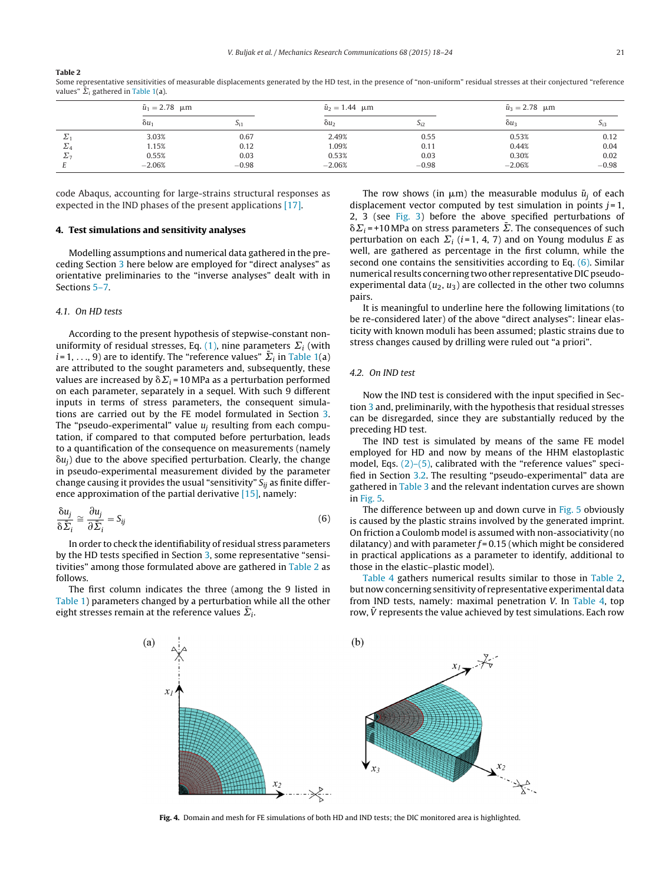**Table 2**
Some representative sensitivities of measurable displacements generated by the HD test, in the presence of "non-uniform" residual stresses at their conjectured "reference values" $\bar{\Sigma}_i$ gathered in Table 1(a).

| | $\bar{u}_1 = 2.78$ µm | | $\bar{u}_2 = 1.44$ µm | | $\bar{u}_3 = 2.78$ µm | |
|---|---|---|---|---|---|---|
| | $\delta u_1$ | $S_{i1}$ | $\delta u_2$ | $S_{i2}$ | $\delta u_3$ | $S_{i3}$ |
| $\Sigma_1$ | 3.03% | 0.67 | 2.49% | 0.55 | 0.53% | 0.12 |
| $\Sigma_4$ | 1.15% | 0.12 | 1.09% | 0.11 | 0.44% | 0.04 |
| $\Sigma_7$ | 0.55% | 0.03 | 0.53% | 0.03 | 0.30% | 0.02 |
| $E$ | −2.06% | −0.98 | −2.06% | −0.98 | −2.06% | −0.98 |

code Abaqus, accounting for large-strains structural responses as expected in the IND phases of the present applications [17].

## 4. Test simulations and sensitivity analyses

Modelling assumptions and numerical data gathered in the preceding Section 3 here below are employed for "direct analyses" as orientative preliminaries to the "inverse analyses" dealt with in Sections 5–7.

### 4.1. On HD tests

According to the present hypothesis of stepwise-constant non-uniformity of residual stresses, Eq. (1), nine parameters $\Sigma_i$ (with $i = 1, \ldots, 9$) are to identify. The "reference values" $\bar{\Sigma}_i$ in Table 1(a) are attributed to the sought parameters and, subsequently, these values are increased by $\delta\Sigma_i = 10$ MPa as a perturbation performed on each parameter, separately in a sequel. With such 9 different inputs in terms of stress parameters, the consequent simulations are carried out by the FE model formulated in Section 3. The "pseudo-experimental" value $u_j$ resulting from each computation, if compared to that computed before perturbation, leads to a quantification of the consequence on measurements (namely $\delta u_j$) due to the above specified perturbation. Clearly, the change in pseudo-experimental measurement divided by the parameter change causing it provides the usual "sensitivity" $S_{ij}$ as finite difference approximation of the partial derivative [15], namely:

$$\frac{\delta u_j}{\delta \bar{\Sigma}_i} \cong \frac{\partial u_j}{\partial \bar{\Sigma}_i} = S_{ij} \tag{6}$$

In order to check the identifiability of residual stress parameters by the HD tests specified in Section 3, some representative "sensitivities" among those formulated above are gathered in Table 2 as follows.

The first column indicates the three (among the 9 listed in Table 1) parameters changed by a perturbation while all the other eight stresses remain at the reference values $\bar{\Sigma}_i$.

The row shows (in µm) the measurable modulus $\bar{u}_j$ of each displacement vector computed by test simulation in points $j = 1, 2, 3$ (see Fig. 3) before the above specified perturbations of $\delta\bar{\Sigma}_i = +10$ MPa on stress parameters $\bar{\Sigma}$. The consequences of such perturbation on each $\Sigma_i$ ($i = 1, 4, 7$) and on Young modulus $E$ as well, are gathered as percentage in the first column, while the second one contains the sensitivities according to Eq. (6). Similar numerical results concerning two other representative DIC pseudo-experimental data ($u_2$, $u_3$) are collected in the other two columns pairs.

It is meaningful to underline here the following limitations (to be re-considered later) of the above "direct analyses": linear elasticity with known moduli has been assumed; plastic strains due to stress changes caused by drilling were ruled out "a priori".

### 4.2. On IND test

Now the IND test is considered with the input specified in Section 3 and, preliminarily, with the hypothesis that residual stresses can be disregarded, since they are substantially reduced by the preceding HD test.

The IND test is simulated by means of the same FE model employed for HD and now by means of the HHM elastoplastic model, Eqs. (2)–(5), calibrated with the "reference values" specified in Section 3.2. The resulting "pseudo-experimental" data are gathered in Table 3 and the relevant indentation curves are shown in Fig. 5.

The difference between up and down curve in Fig. 5 obviously is caused by the plastic strains involved by the generated imprint. On friction a Coulomb model is assumed with non-associativity (no dilatancy) and with parameter $f = 0.15$ (which might be considered in practical applications as a parameter to identify, additional to those in the elastic–plastic model).

Table 4 gathers numerical results similar to those in Table 2, but now concerning sensitivity of representative experimental data from IND tests, namely: maximal penetration $V$. In Table 4, top row, $\bar{V}$ represents the value achieved by test simulations. Each row

(a)

$x_1$

$x_2$

(b)

$x_1$

$x_2$

$x_3$

**Fig. 4.** Domain and mesh for FE simulations of both HD and IND tests; the DIC monitored area is highlighted.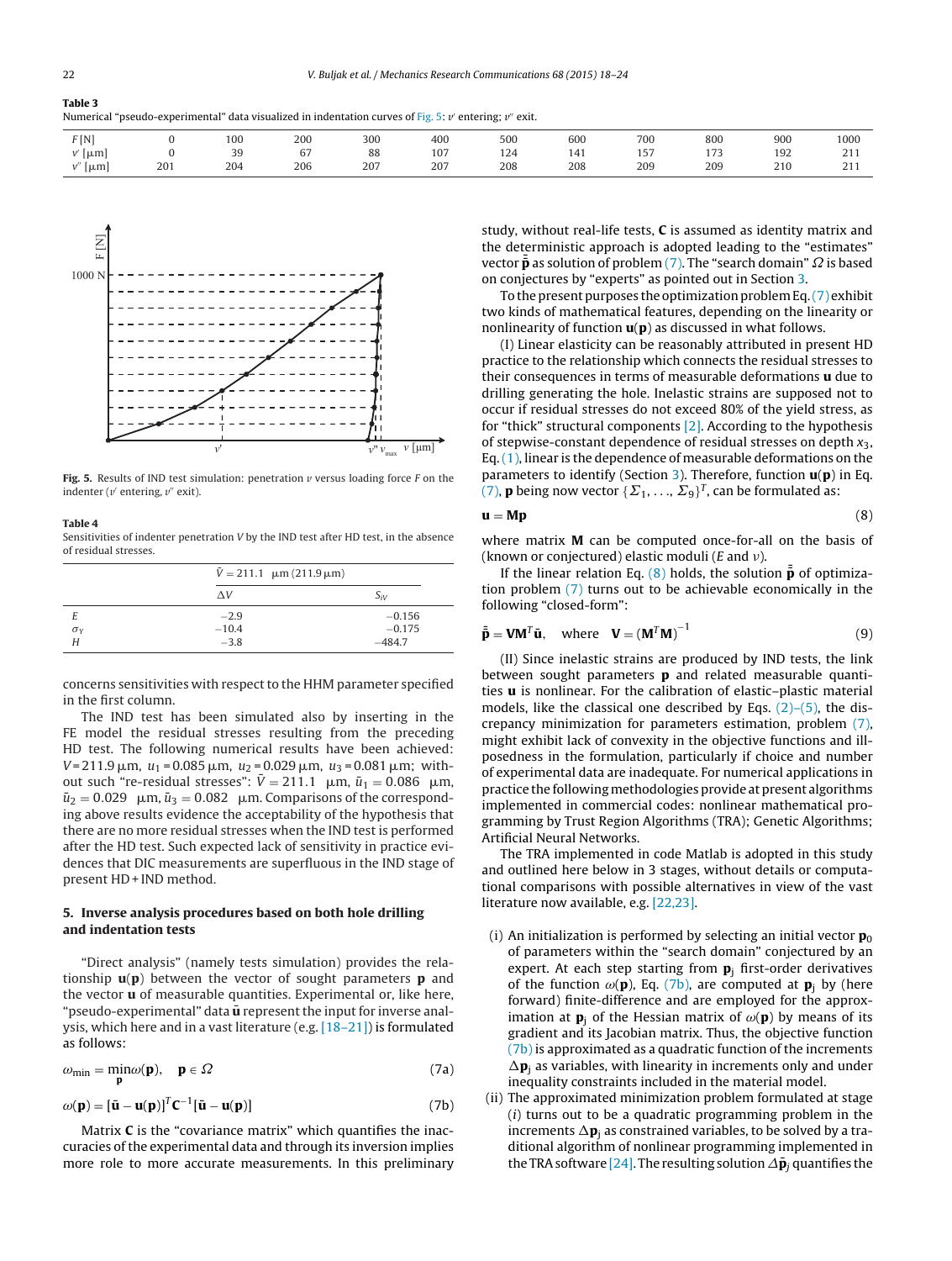**Table 3**
Numerical "pseudo-experimental" data visualized in indentation curves of Fig. 5: $v'$ entering; $v''$ exit.

| $F$ [N] | 0 | 100 | 200 | 300 | 400 | 500 | 600 | 700 | 800 | 900 | 1000 |
|---|---|---|---|---|---|---|---|---|---|---|---|
| $v'$ [μm] | 0 | 39 | 67 | 88 | 107 | 124 | 141 | 157 | 173 | 192 | 211 |
| $v''$ [μm] | 201 | 204 | 206 | 207 | 207 | 208 | 208 | 209 | 209 | 210 | 211 |

F [N]
1000 N
v'
v''
$v_{max}$
v [μm]

**Fig. 5.** Results of IND test simulation: penetration $v$ versus loading force $F$ on the indenter ($v'$ entering, $v''$ exit).

**Table 4**
Sensitivities of indenter penetration $V$ by the IND test after HD test, in the absence of residual stresses.

| | $\bar{V} = 211.1$ μm (211.9 μm) | |
|---|---|---|
| | $\Delta V$ | $S_{iV}$ |
| $E$ | −2.9 | −0.156 |
| $\sigma_Y$ | −10.4 | −0.175 |
| $H$ | −3.8 | −484.7 |

concerns sensitivities with respect to the HHM parameter specified in the first column.

The IND test has been simulated also by inserting in the FE model the residual stresses resulting from the preceding HD test. The following numerical results have been achieved: $V = 211.9$ μm, $u_1 = 0.085$ μm, $u_2 = 0.029$ μm, $u_3 = 0.081$ μm; without such "re-residual stresses": $\bar{V} = 211.1$ μm, $\bar{u}_1 = 0.086$ μm, $\bar{u}_2 = 0.029$ μm, $\bar{u}_3 = 0.082$ μm. Comparisons of the corresponding above results evidence the acceptability of the hypothesis that there are no more residual stresses when the IND test is performed after the HD test. Such expected lack of sensitivity in practice evidences that DIC measurements are superfluous in the IND stage of present HD + IND method.

## 5. Inverse analysis procedures based on both hole drilling and indentation tests

"Direct analysis" (namely tests simulation) provides the relationship $\mathbf{u}(\mathbf{p})$ between the vector of sought parameters $\mathbf{p}$ and the vector $\mathbf{u}$ of measurable quantities. Experimental or, like here, "pseudo-experimental" data $\bar{\mathbf{u}}$ represent the input for inverse analysis, which here and in a vast literature (e.g. [18–21]) is formulated as follows:

$$\omega_{\min} = \min_{\mathbf{p}} \omega(\mathbf{p}), \quad \mathbf{p} \in \Omega \tag{7a}$$

$$\omega(\mathbf{p}) = [\bar{\mathbf{u}} - \mathbf{u}(\mathbf{p})]^T \mathbf{C}^{-1} [\bar{\mathbf{u}} - \mathbf{u}(\mathbf{p})] \tag{7b}$$

Matrix $\mathbf{C}$ is the "covariance matrix" which quantifies the inaccuracies of the experimental data and through its inversion implies more role to more accurate measurements. In this preliminary study, without real-life tests, $\mathbf{C}$ is assumed as identity matrix and the deterministic approach is adopted leading to the "estimates" vector $\bar{\bar{\mathbf{p}}}$ as solution of problem (7). The "search domain" $\Omega$ is based on conjectures by "experts" as pointed out in Section 3.

To the present purposes the optimization problem Eq. (7) exhibit two kinds of mathematical features, depending on the linearity or nonlinearity of function $\mathbf{u}(\mathbf{p})$ as discussed in what follows.

(I) Linear elasticity can be reasonably attributed in present HD practice to the relationship which connects the residual stresses to their consequences in terms of measurable deformations $\mathbf{u}$ due to drilling generating the hole. Inelastic strains are supposed not to occur if residual stresses do not exceed 80% of the yield stress, as for "thick" structural components [2]. According to the hypothesis of stepwise-constant dependence of residual stresses on depth $x_3$, Eq. (1), linear is the dependence of measurable deformations on the parameters to identify (Section 3). Therefore, function $\mathbf{u}(\mathbf{p})$ in Eq. (7), $\mathbf{p}$ being now vector $\{\Sigma_1, \ldots, \Sigma_9\}^T$, can be formulated as:

$$\mathbf{u} = \mathbf{M}\mathbf{p} \tag{8}$$

where matrix $\mathbf{M}$ can be computed once-for-all on the basis of (known or conjectured) elastic moduli ($E$ and $\nu$).

If the linear relation Eq. (8) holds, the solution $\bar{\bar{\mathbf{p}}}$ of optimization problem (7) turns out to be achievable economically in the following "closed-form":

$$\bar{\bar{\mathbf{p}}} = \mathbf{V}\mathbf{M}^T \bar{\mathbf{u}}, \quad \text{where} \quad \mathbf{V} = \left(\mathbf{M}^T \mathbf{M}\right)^{-1} \tag{9}$$

(II) Since inelastic strains are produced by IND tests, the link between sought parameters $\mathbf{p}$ and related measurable quantities $\mathbf{u}$ is nonlinear. For the calibration of elastic–plastic material models, like the classical one described by Eqs. (2)–(5), the discrepancy minimization for parameters estimation, problem (7), might exhibit lack of convexity in the objective functions and ill-posedness in the formulation, particularly if choice and number of experimental data are inadequate. For numerical applications in practice the following methodologies provide at present algorithms implemented in commercial codes: nonlinear mathematical programming by Trust Region Algorithms (TRA); Genetic Algorithms; Artificial Neural Networks.

The TRA implemented in code Matlab is adopted in this study and outlined here below in 3 stages, without details or computational comparisons with possible alternatives in view of the vast literature now available, e.g. [22,23].

(i) An initialization is performed by selecting an initial vector $\mathbf{p}_0$ of parameters within the "search domain" conjectured by an expert. At each step starting from $\mathbf{p}_j$ first-order derivatives of the function $\omega(\mathbf{p})$, Eq. (7b), are computed at $\mathbf{p}_j$ by (here forward) finite-difference and are employed for the approximation at $\mathbf{p}_j$ of the Hessian matrix of $\omega(\mathbf{p})$ by means of its gradient and its Jacobian matrix. Thus, the objective function (7b) is approximated as a quadratic function of the increments $\Delta\mathbf{p}_j$ as variables, with linearity in increments only and under inequality constraints included in the material model.

(ii) The approximated minimization problem formulated at stage (*i*) turns out to be a quadratic programming problem in the increments $\Delta\mathbf{p}_j$ as constrained variables, to be solved by a traditional algorithm of nonlinear programming implemented in the TRA software [24]. The resulting solution $\Delta\bar{\bar{\mathbf{p}}}_j$ quantifies the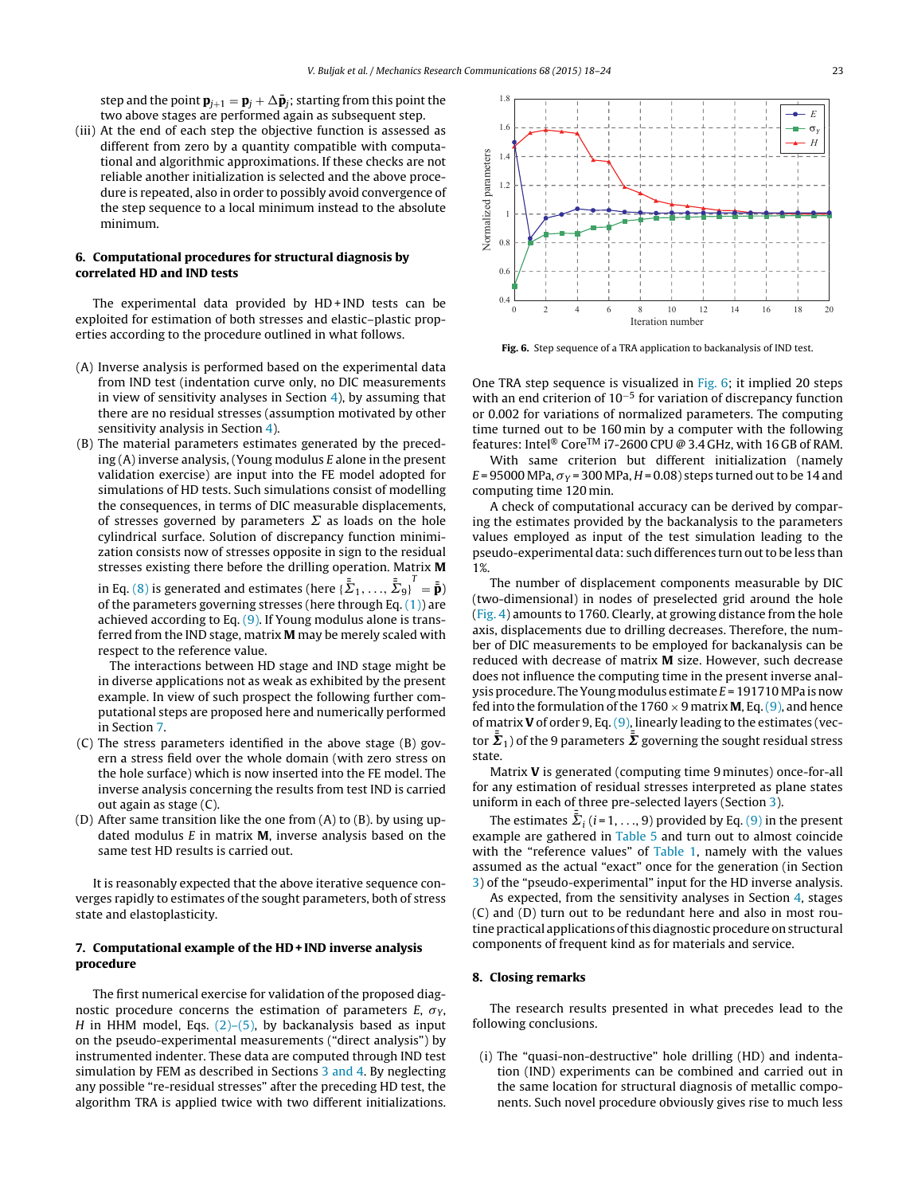step and the point $\mathbf{p}_{j+1} = \mathbf{p}_j + \Delta\bar{\mathbf{p}}_j$; starting from this point the two above stages are performed again as subsequent step.

(iii) At the end of each step the objective function is assessed as different from zero by a quantity compatible with computational and algorithmic approximations. If these checks are not reliable another initialization is selected and the above procedure is repeated, also in order to possibly avoid convergence of the step sequence to a local minimum instead to the absolute minimum.

## 6. Computational procedures for structural diagnosis by correlated HD and IND tests

The experimental data provided by HD + IND tests can be exploited for estimation of both stresses and elastic–plastic properties according to the procedure outlined in what follows.

(A) Inverse analysis is performed based on the experimental data from IND test (indentation curve only, no DIC measurements in view of sensitivity analyses in Section 4), by assuming that there are no residual stresses (assumption motivated by other sensitivity analysis in Section 4).

(B) The material parameters estimates generated by the preceding (A) inverse analysis, (Young modulus $E$ alone in the present validation exercise) are input into the FE model adopted for simulations of HD tests. Such simulations consist of modelling the consequences, in terms of DIC measurable displacements, of stresses governed by parameters $\Sigma$ as loads on the hole cylindrical surface. Solution of discrepancy function minimization consists now of stresses opposite in sign to the residual stresses existing there before the drilling operation. Matrix $\mathbf{M}$ in Eq. (8) is generated and estimates (here $\{\bar{\bar{\Sigma}}_1, \ldots, \bar{\bar{\Sigma}}_9\}^T = \bar{\bar{\mathbf{p}}}$) of the parameters governing stresses (here through Eq. (1)) are achieved according to Eq. (9). If Young modulus alone is transferred from the IND stage, matrix $\mathbf{M}$ may be merely scaled with respect to the reference value.

The interactions between HD stage and IND stage might be in diverse applications not as weak as exhibited by the present example. In view of such prospect the following further computational steps are proposed here and numerically performed in Section 7.

(C) The stress parameters identified in the above stage (B) govern a stress field over the whole domain (with zero stress on the hole surface) which is now inserted into the FE model. The inverse analysis concerning the results from test IND is carried out again as stage (C).

(D) After same transition like the one from (A) to (B). by using updated modulus $E$ in matrix $\mathbf{M}$, inverse analysis based on the same test HD results is carried out.

It is reasonably expected that the above iterative sequence converges rapidly to estimates of the sought parameters, both of stress state and elastoplasticity.

## 7. Computational example of the HD + IND inverse analysis procedure

The first numerical exercise for validation of the proposed diagnostic procedure concerns the estimation of parameters $E$, $\sigma_Y$, $H$ in HHM model, Eqs. (2)–(5), by backanalysis based as input on the pseudo-experimental measurements ("direct analysis") by instrumented indenter. These data are computed through IND test simulation by FEM as described in Sections 3 and 4. By neglecting any possible "re-residual stresses" after the preceding HD test, the algorithm TRA is applied twice with two different initializations.

Normalized parameters
Iteration number
E
$\sigma_Y$
H
0.4 0.6 0.8 1 1.2 1.4 1.6 1.8
0 2 4 6 8 10 12 14 16 18 20

**Fig. 6.** Step sequence of a TRA application to backanalysis of IND test.

One TRA step sequence is visualized in Fig. 6; it implied 20 steps with an end criterion of $10^{-5}$ for variation of discrepancy function or 0.002 for variations of normalized parameters. The computing time turned out to be 160 min by a computer with the following features: Intel® Core™ i7-2600 CPU @ 3.4 GHz, with 16 GB of RAM.

With same criterion but different initialization (namely $E = 95000$ MPa, $\sigma_Y = 300$ MPa, $H = 0.08$) steps turned out to be 14 and computing time 120 min.

A check of computational accuracy can be derived by comparing the estimates provided by the backanalysis to the parameters values employed as input of the test simulation leading to the pseudo-experimental data: such differences turn out to be less than 1%.

The number of displacement components measurable by DIC (two-dimensional) in nodes of preselected grid around the hole (Fig. 4) amounts to 1760. Clearly, at growing distance from the hole axis, displacements due to drilling decreases. Therefore, the number of DIC measurements to be employed for backanalysis can be reduced with decrease of matrix $\mathbf{M}$ size. However, such decrease does not influence the computing time in the present inverse analysis procedure. The Young modulus estimate $E = 191710$ MPa is now fed into the formulation of the $1760 \times 9$ matrix $\mathbf{M}$, Eq. (9), and hence of matrix $\mathbf{V}$ of order 9, Eq. (9), linearly leading to the estimates (vector $\bar{\bar{\boldsymbol{\Sigma}}}_1$) of the 9 parameters $\bar{\bar{\boldsymbol{\Sigma}}}$ governing the sought residual stress state.

Matrix $\mathbf{V}$ is generated (computing time 9 minutes) once-for-all for any estimation of residual stresses interpreted as plane states uniform in each of three pre-selected layers (Section 3).

The estimates $\bar{\bar{\Sigma}}_i$ ($i = 1, \ldots, 9$) provided by Eq. (9) in the present example are gathered in Table 5 and turn out to almost coincide with the "reference values" of Table 1, namely with the values assumed as the actual "exact" once for the generation (in Section 3) of the "pseudo-experimental" input for the HD inverse analysis.

As expected, from the sensitivity analyses in Section 4, stages (C) and (D) turn out to be redundant here and also in most routine practical applications of this diagnostic procedure on structural components of frequent kind as for materials and service.

## 8. Closing remarks

The research results presented in what precedes lead to the following conclusions.

(i) The "quasi-non-destructive" hole drilling (HD) and indentation (IND) experiments can be combined and carried out in the same location for structural diagnosis of metallic components. Such novel procedure obviously gives rise to much less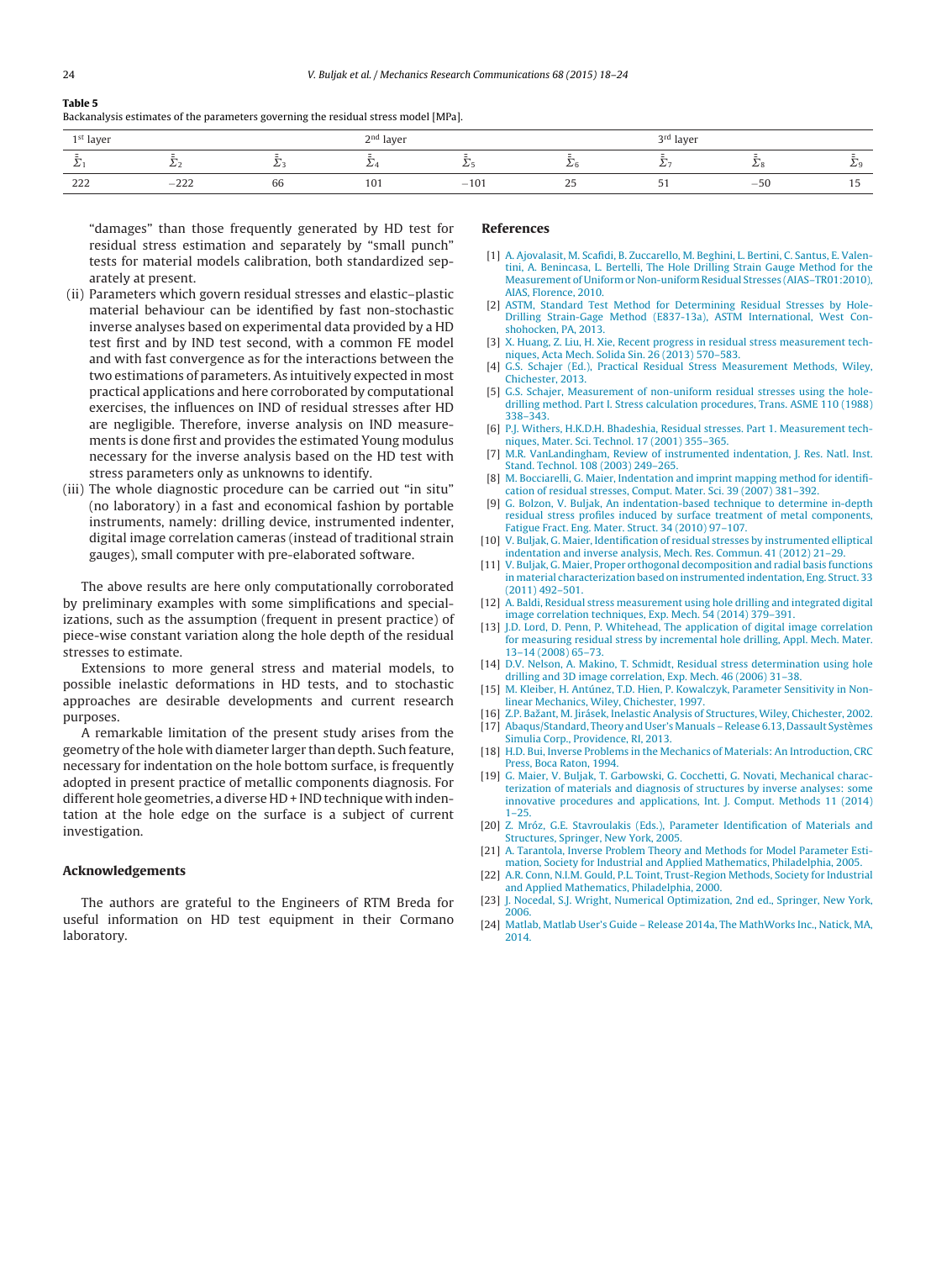**Table 5**
Backanalysis estimates of the parameters governing the residual stress model [MPa].

| 1st layer | | | 2nd layer | | | 3rd layer | | |
|---|---|---|---|---|---|---|---|---|
| $\bar{\bar{\Sigma}}_1$ | $\bar{\bar{\Sigma}}_2$ | $\bar{\bar{\Sigma}}_3$ | $\bar{\bar{\Sigma}}_4$ | $\bar{\bar{\Sigma}}_5$ | $\bar{\bar{\Sigma}}_6$ | $\bar{\bar{\Sigma}}_7$ | $\bar{\bar{\Sigma}}_8$ | $\bar{\bar{\Sigma}}_9$ |
| 222 | −222 | 66 | 101 | −101 | 25 | 51 | −50 | 15 |

"damages" than those frequently generated by HD test for residual stress estimation and separately by "small punch" tests for material models calibration, both standardized separately at present.

(ii) Parameters which govern residual stresses and elastic–plastic material behaviour can be identified by fast non-stochastic inverse analyses based on experimental data provided by a HD test first and by IND test second, with a common FE model and with fast convergence as for the interactions between the two estimations of parameters. As intuitively expected in most practical applications and here corroborated by computational exercises, the influences on IND of residual stresses after HD are negligible. Therefore, inverse analysis on IND measurements is done first and provides the estimated Young modulus necessary for the inverse analysis based on the HD test with stress parameters only as unknowns to identify.

(iii) The whole diagnostic procedure can be carried out "in situ" (no laboratory) in a fast and economical fashion by portable instruments, namely: drilling device, instrumented indenter, digital image correlation cameras (instead of traditional strain gauges), small computer with pre-elaborated software.

The above results are here only computationally corroborated by preliminary examples with some simplifications and specializations, such as the assumption (frequent in present practice) of piece-wise constant variation along the hole depth of the residual stresses to estimate.

Extensions to more general stress and material models, to possible inelastic deformations in HD tests, and to stochastic approaches are desirable developments and current research purposes.

A remarkable limitation of the present study arises from the geometry of the hole with diameter larger than depth. Such feature, necessary for indentation on the hole bottom surface, is frequently adopted in present practice of metallic components diagnosis. For different hole geometries, a diverse HD + IND technique with indentation at the hole edge on the surface is a subject of current investigation.

## Acknowledgements

The authors are grateful to the Engineers of RTM Breda for useful information on HD test equipment in their Cormano laboratory.

## References

[1] A. Ajovalasit, M. Scafidi, B. Zuccarello, M. Beghini, L. Bertini, C. Santus, E. Valentini, A. Benincasa, L. Bertelli, The Hole Drilling Strain Gauge Method for the Measurement of Uniform or Non-uniform Residual Stresses (AIAS–TR01:2010), AIAS, Florence, 2010.

[2] ASTM, Standard Test Method for Determining Residual Stresses by Hole-Drilling Strain-Gage Method (E837-13a), ASTM International, West Conshohocken, PA, 2013.

[3] X. Huang, Z. Liu, H. Xie, Recent progress in residual stress measurement techniques, Acta Mech. Solida Sin. 26 (2013) 570–583.

[4] G.S. Schajer (Ed.), Practical Residual Stress Measurement Methods, Wiley, Chichester, 2013.

[5] G.S. Schajer, Measurement of non-uniform residual stresses using the hole-drilling method. Part I. Stress calculation procedures, Trans. ASME 110 (1988) 338–343.

[6] P.J. Withers, H.K.D.H. Bhadeshia, Residual stresses. Part 1. Measurement techniques, Mater. Sci. Technol. 17 (2001) 355–365.

[7] M.R. VanLandingham, Review of instrumented indentation, J. Res. Natl. Inst. Stand. Technol. 108 (2003) 249–265.

[8] M. Bocciarelli, G. Maier, Indentation and imprint mapping method for identification of residual stresses, Comput. Mater. Sci. 39 (2007) 381–392.

[9] G. Bolzon, V. Buljak, An indentation-based technique to determine in-depth residual stress profiles induced by surface treatment of metal components, Fatigue Fract. Eng. Mater. Struct. 34 (2010) 97–107.

[10] V. Buljak, G. Maier, Identification of residual stresses by instrumented elliptical indentation and inverse analysis, Mech. Res. Commun. 41 (2012) 21–29.

[11] V. Buljak, G. Maier, Proper orthogonal decomposition and radial basis functions in material characterization based on instrumented indentation, Eng. Struct. 33 (2011) 492–501.

[12] A. Baldi, Residual stress measurement using hole drilling and integrated digital image correlation techniques, Exp. Mech. 54 (2014) 379–391.

[13] J.D. Lord, D. Penn, P. Whitehead, The application of digital image correlation for measuring residual stress by incremental hole drilling, Appl. Mech. Mater. 13–14 (2008) 65–73.

[14] D.V. Nelson, A. Makino, T. Schmidt, Residual stress determination using hole drilling and 3D image correlation, Exp. Mech. 46 (2006) 31–38.

[15] M. Kleiber, H. Antúnez, T.D. Hien, P. Kowalczyk, Parameter Sensitivity in Nonlinear Mechanics, Wiley, Chichester, 1997.

[16] Z.P. Bažant, M. Jirásek, Inelastic Analysis of Structures, Wiley, Chichester, 2002.

[17] Abaqus/Standard, Theory and User's Manuals – Release 6.13, Dassault Systèmes Simulia Corp., Providence, RI, 2013.

[18] H.D. Bui, Inverse Problems in the Mechanics of Materials: An Introduction, CRC Press, Boca Raton, 1994.

[19] G. Maier, V. Buljak, T. Garbowski, G. Cocchetti, G. Novati, Mechanical characterization of materials and diagnosis of structures by inverse analyses: some innovative procedures and applications, Int. J. Comput. Methods 11 (2014) 1–25.

[20] Z. Mróz, G.E. Stavroulakis (Eds.), Parameter Identification of Materials and Structures, Springer, New York, 2005.

[21] A. Tarantola, Inverse Problem Theory and Methods for Model Parameter Estimation, Society for Industrial and Applied Mathematics, Philadelphia, 2005.

[22] A.R. Conn, N.I.M. Gould, P.L. Toint, Trust-Region Methods, Society for Industrial and Applied Mathematics, Philadelphia, 2000.

[23] J. Nocedal, S.J. Wright, Numerical Optimization, 2nd ed., Springer, New York, 2006.

[24] Matlab, Matlab User's Guide – Release 2014a, The MathWorks Inc., Natick, MA, 2014.